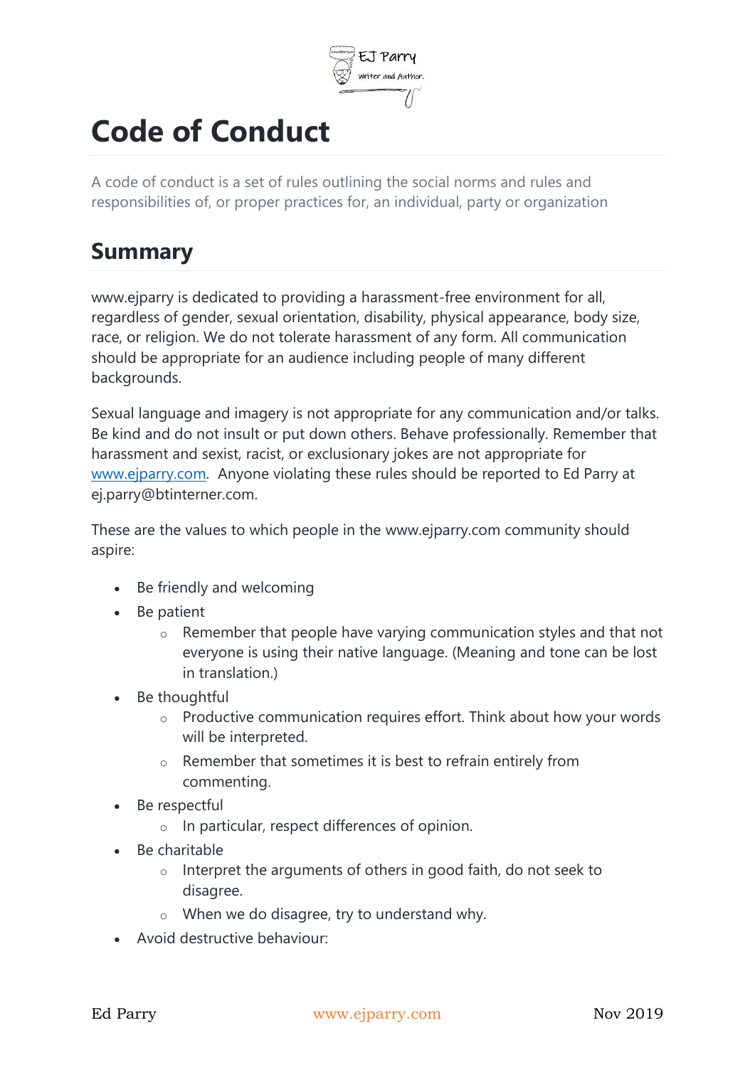# Code of Conduct

A code of conduct is a set of rules outlining the social norms and rules and responsibilities of, or proper practices for, an individual, party or organization

## Summary

www.ejparry is dedicated to providing a harassment-free environment for all, regardless of gender, sexual orientation, disability, physical appearance, body size, race, or religion. We do not tolerate harassment of any form. All communication should be appropriate for an audience including people of many different backgrounds.

Sexual language and imagery is not appropriate for any communication and/or talks. Be kind and do not insult or put down others. Behave professionally. Remember that harassment and sexist, racist, or exclusionary jokes are not appropriate for [www.ejparry.com](http://www.ejparry.com). Anyone violating these rules should be reported to Ed Parry at ej.parry@btinterner.com.

These are the values to which people in the www.ejparry.com community should aspire:

- Be friendly and welcoming
- Be patient
  - Remember that people have varying communication styles and that not everyone is using their native language. (Meaning and tone can be lost in translation.)
- Be thoughtful
  - Productive communication requires effort. Think about how your words will be interpreted.
  - Remember that sometimes it is best to refrain entirely from commenting.
- Be respectful
  - In particular, respect differences of opinion.
- Be charitable
  - Interpret the arguments of others in good faith, do not seek to disagree.
  - When we do disagree, try to understand why.
- Avoid destructive behaviour: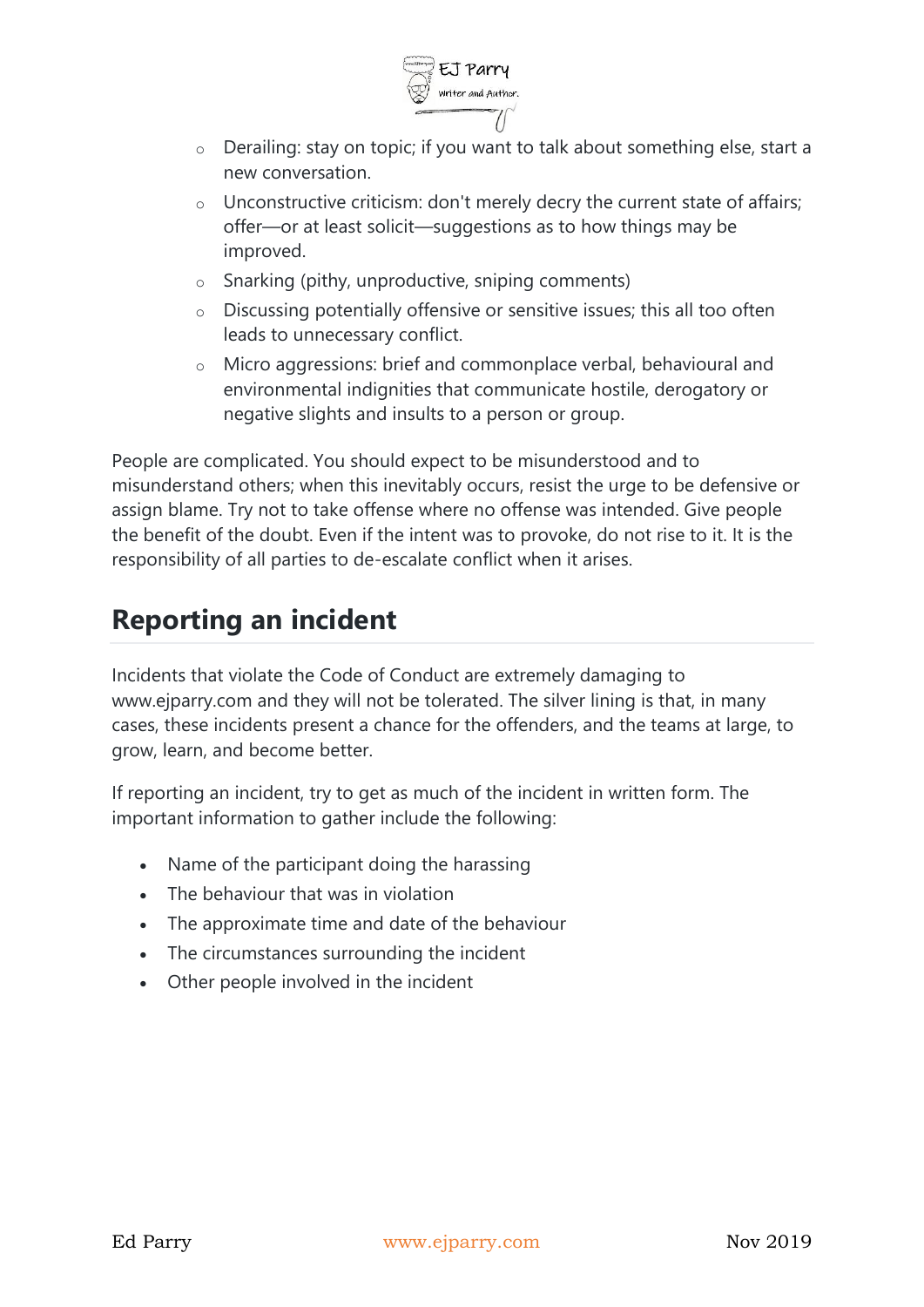- Derailing: stay on topic; if you want to talk about something else, start a new conversation.
- Unconstructive criticism: don't merely decry the current state of affairs; offer—or at least solicit—suggestions as to how things may be improved.
- Snarking (pithy, unproductive, sniping comments)
- Discussing potentially offensive or sensitive issues; this all too often leads to unnecessary conflict.
- Micro aggressions: brief and commonplace verbal, behavioural and environmental indignities that communicate hostile, derogatory or negative slights and insults to a person or group.

People are complicated. You should expect to be misunderstood and to misunderstand others; when this inevitably occurs, resist the urge to be defensive or assign blame. Try not to take offense where no offense was intended. Give people the benefit of the doubt. Even if the intent was to provoke, do not rise to it. It is the responsibility of all parties to de-escalate conflict when it arises.

## Reporting an incident

Incidents that violate the Code of Conduct are extremely damaging to www.ejparry.com and they will not be tolerated. The silver lining is that, in many cases, these incidents present a chance for the offenders, and the teams at large, to grow, learn, and become better.

If reporting an incident, try to get as much of the incident in written form. The important information to gather include the following:

- Name of the participant doing the harassing
- The behaviour that was in violation
- The approximate time and date of the behaviour
- The circumstances surrounding the incident
- Other people involved in the incident